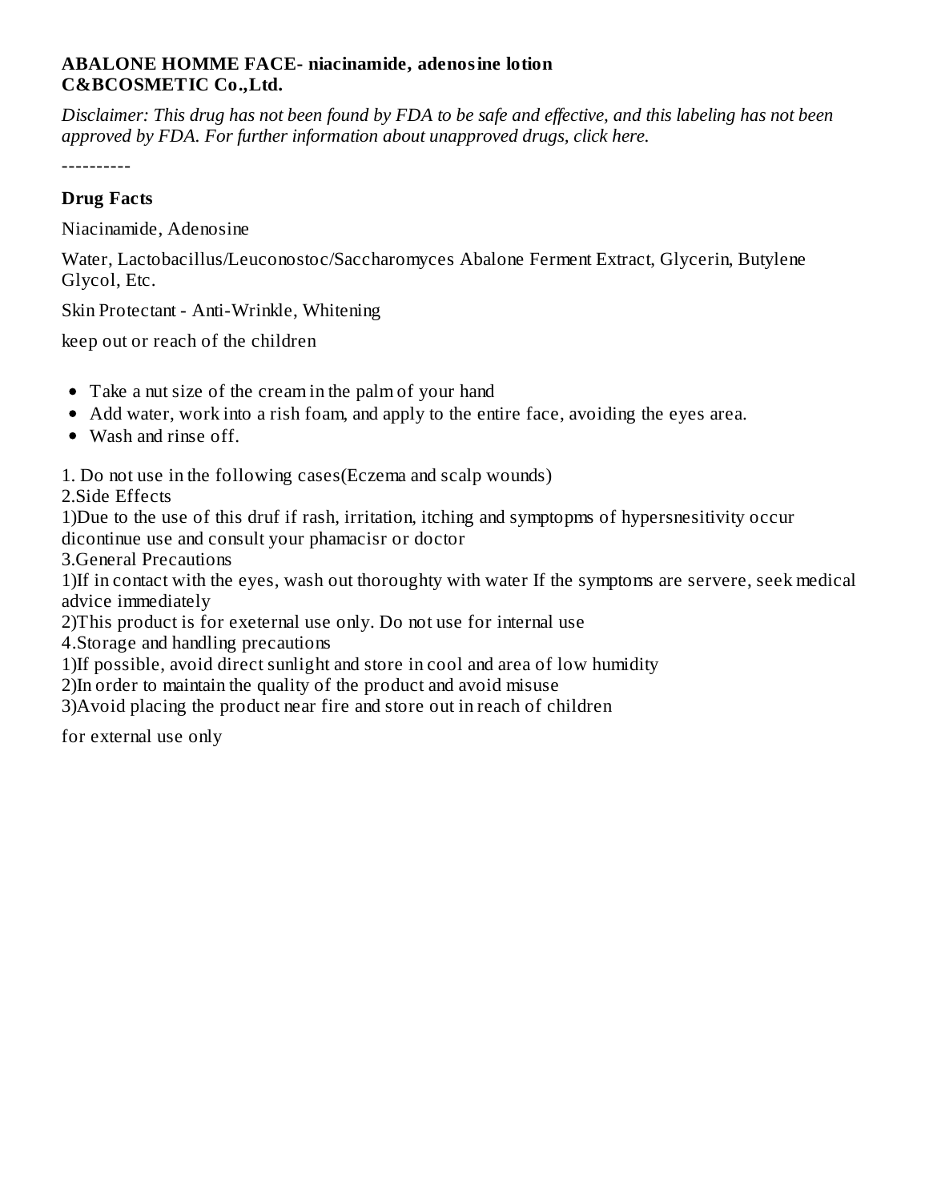**ABALONE HOMME FACE- niacinamide, adenosine lotion**
**C&BCOSMETIC Co.,Ltd.**

*Disclaimer: This drug has not been found by FDA to be safe and effective, and this labeling has not been approved by FDA. For further information about unapproved drugs, click here.*

----------

## Drug Facts

Niacinamide, Adenosine

Water, Lactobacillus/Leuconostoc/Saccharomyces Abalone Ferment Extract, Glycerin, Butylene Glycol, Etc.

Skin Protectant - Anti-Wrinkle, Whitening

keep out or reach of the children

- Take a nut size of the cream in the palm of your hand
- Add water, work into a rish foam, and apply to the entire face, avoiding the eyes area.
- Wash and rinse off.

1. Do not use in the following cases(Eczema and scalp wounds)
2.Side Effects
1)Due to the use of this druf if rash, irritation, itching and symptopms of hypersnesitivity occur dicontinue use and consult your phamacisr or doctor
3.General Precautions
1)If in contact with the eyes, wash out thoroughty with water If the symptoms are servere, seek medical advice immediately
2)This product is for exeternal use only. Do not use for internal use
4.Storage and handling precautions
1)If possible, avoid direct sunlight and store in cool and area of low humidity
2)In order to maintain the quality of the product and avoid misuse
3)Avoid placing the product near fire and store out in reach of children

for external use only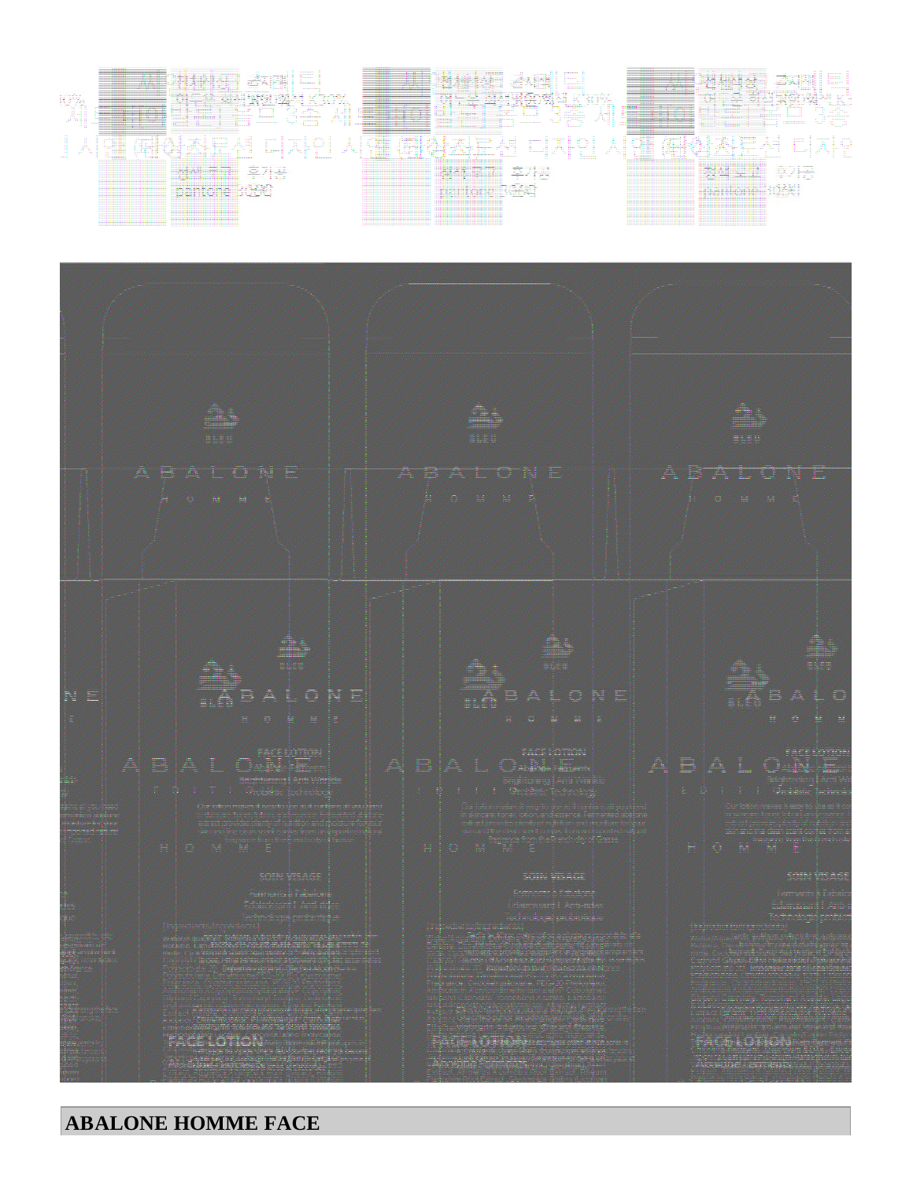**ABALONE HOMME FACE**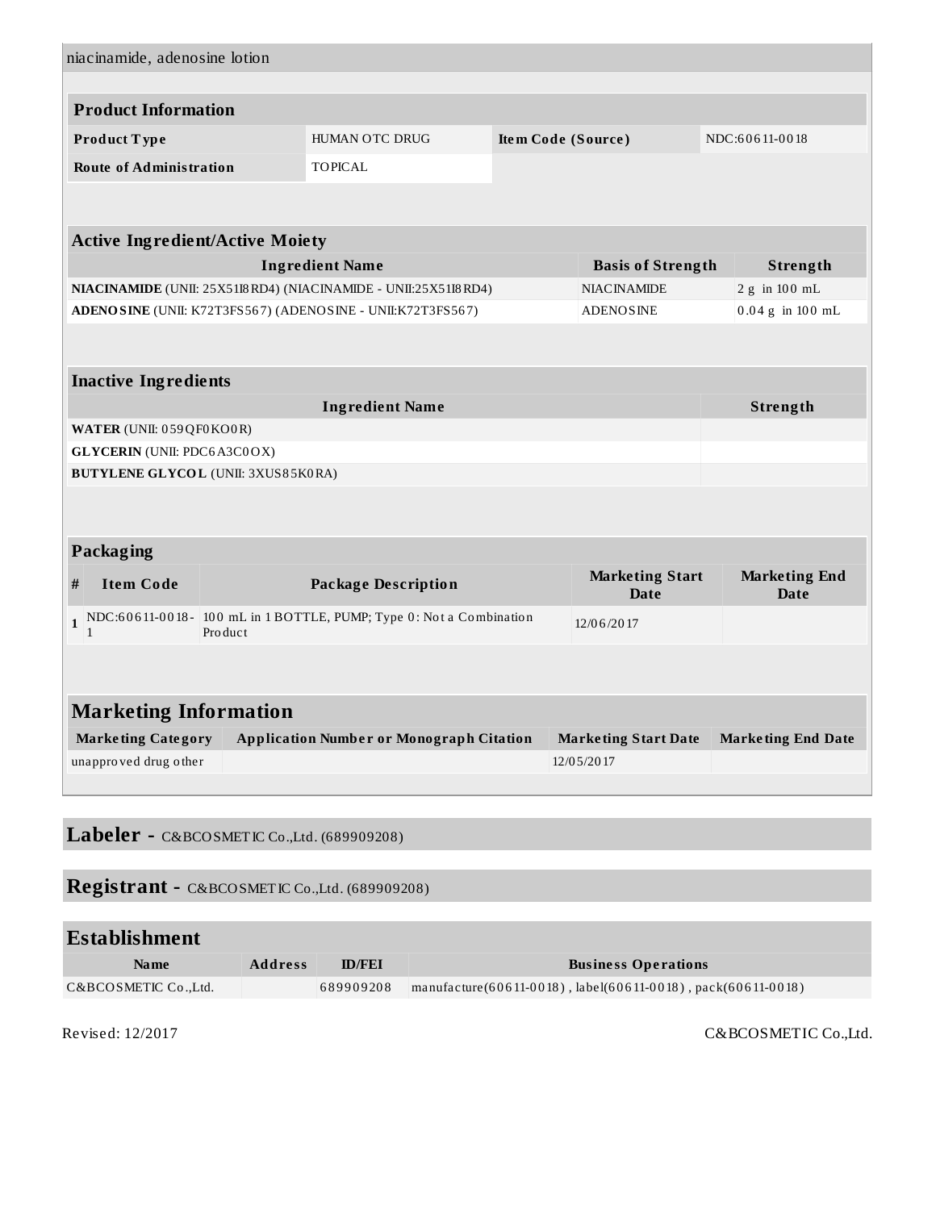niacinamide, adenosine lotion

## Product Information

| | | | |
|---|---|---|---|
| **Product Type** | HUMAN OTC DRUG | **Item Code (Source)** | NDC:60611-0018 |
| **Route of Administration** | TOPICAL | | |

## Active Ingredient/Active Moiety

| Ingredient Name | Basis of Strength | Strength |
|---|---|---|
| **NIACINAMIDE** (UNII: 25X51I8RD4) (NIACINAMIDE - UNII:25X51I8RD4) | NIACINAMIDE | 2 g in 100 mL |
| **ADENOSINE** (UNII: K72T3FS567) (ADENOSINE - UNII:K72T3FS567) | ADENOSINE | 0.04 g in 100 mL |

## Inactive Ingredients

| Ingredient Name | Strength |
|---|---|
| **WATER** (UNII: 059QF0KO0R) | |
| **GLYCERIN** (UNII: PDC6A3C0OX) | |
| **BUTYLENE GLYCOL** (UNII: 3XUS85K0RA) | |

## Packaging

| # | Item Code | Package Description | Marketing Start Date | Marketing End Date |
|---|---|---|---|---|
| 1 | NDC:60611-0018-1 | 100 mL in 1 BOTTLE, PUMP; Type 0: Not a Combination Product | 12/06/2017 | |

## Marketing Information

| Marketing Category | Application Number or Monograph Citation | Marketing Start Date | Marketing End Date |
|---|---|---|---|
| unapproved drug other | | 12/05/2017 | |

## Labeler - C&BCOSMETIC Co.,Ltd. (689909208)

## Registrant - C&BCOSMETIC Co.,Ltd. (689909208)

## Establishment

| Name | Address | ID/FEI | Business Operations |
|---|---|---|---|
| C&BCOSMETIC Co.,Ltd. | | 689909208 | manufacture(60611-0018) , label(60611-0018) , pack(60611-0018) |

Revised: 12/2017

C&BCOSMETIC Co.,Ltd.